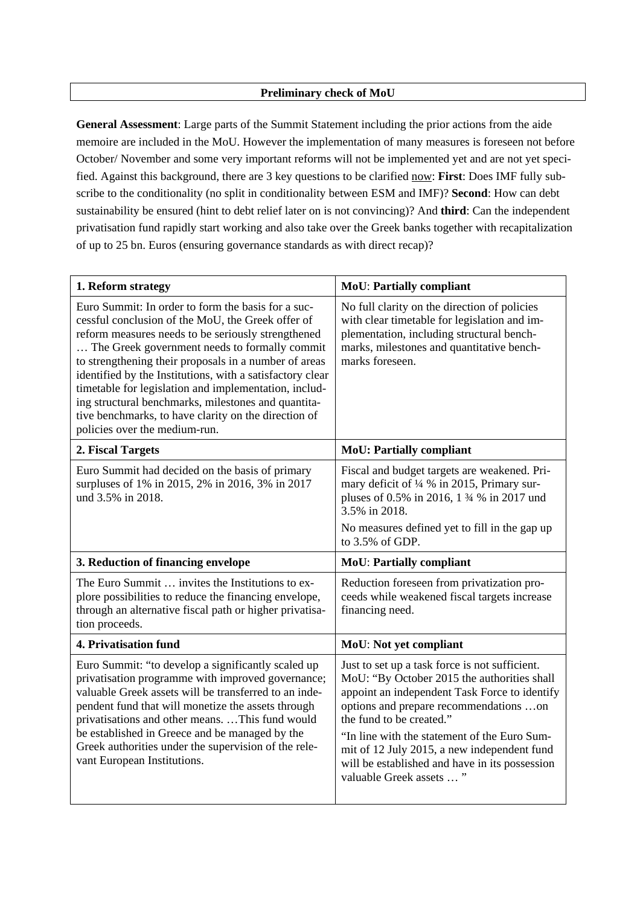**Preliminary check of MoU**

**General Assessment**: Large parts of the Summit Statement including the prior actions from the aide memoire are included in the MoU. However the implementation of many measures is foreseen not before October/ November and some very important reforms will not be implemented yet and are not yet specified. Against this background, there are 3 key questions to be clarified now: **First**: Does IMF fully subscribe to the conditionality (no split in conditionality between ESM and IMF)? **Second**: How can debt sustainability be ensured (hint to debt relief later on is not convincing)? And **third**: Can the independent privatisation fund rapidly start working and also take over the Greek banks together with recapitalization of up to 25 bn. Euros (ensuring governance standards as with direct recap)?

| **1. Reform strategy** | **MoU**: **Partially compliant** |
|---|---|
| Euro Summit: In order to form the basis for a successful conclusion of the MoU, the Greek offer of reform measures needs to be seriously strengthened … The Greek government needs to formally commit to strengthening their proposals in a number of areas identified by the Institutions, with a satisfactory clear timetable for legislation and implementation, including structural benchmarks, milestones and quantitative benchmarks, to have clarity on the direction of policies over the medium-run. | No full clarity on the direction of policies with clear timetable for legislation and implementation, including structural benchmarks, milestones and quantitative benchmarks foreseen. |
| **2. Fiscal Targets** | **MoU: Partially compliant** |
| Euro Summit had decided on the basis of primary surpluses of 1% in 2015, 2% in 2016, 3% in 2017 und 3.5% in 2018. | Fiscal and budget targets are weakened. Primary deficit of ¼ % in 2015, Primary surpluses of 0.5% in 2016, 1 ¾ % in 2017 und 3.5% in 2018.<br>No measures defined yet to fill in the gap up to 3.5% of GDP. |
| **3. Reduction of financing envelope** | **MoU**: **Partially compliant** |
| The Euro Summit … invites the Institutions to explore possibilities to reduce the financing envelope, through an alternative fiscal path or higher privatisation proceeds. | Reduction foreseen from privatization proceeds while weakened fiscal targets increase financing need. |
| **4. Privatisation fund** | **MoU**: **Not yet compliant** |
| Euro Summit: "to develop a significantly scaled up privatisation programme with improved governance; valuable Greek assets will be transferred to an independent fund that will monetize the assets through privatisations and other means. …This fund would be established in Greece and be managed by the Greek authorities under the supervision of the relevant European Institutions. | Just to set up a task force is not sufficient. MoU: "By October 2015 the authorities shall appoint an independent Task Force to identify options and prepare recommendations …on the fund to be created."<br>"In line with the statement of the Euro Summit of 12 July 2015, a new independent fund will be established and have in its possession valuable Greek assets … " |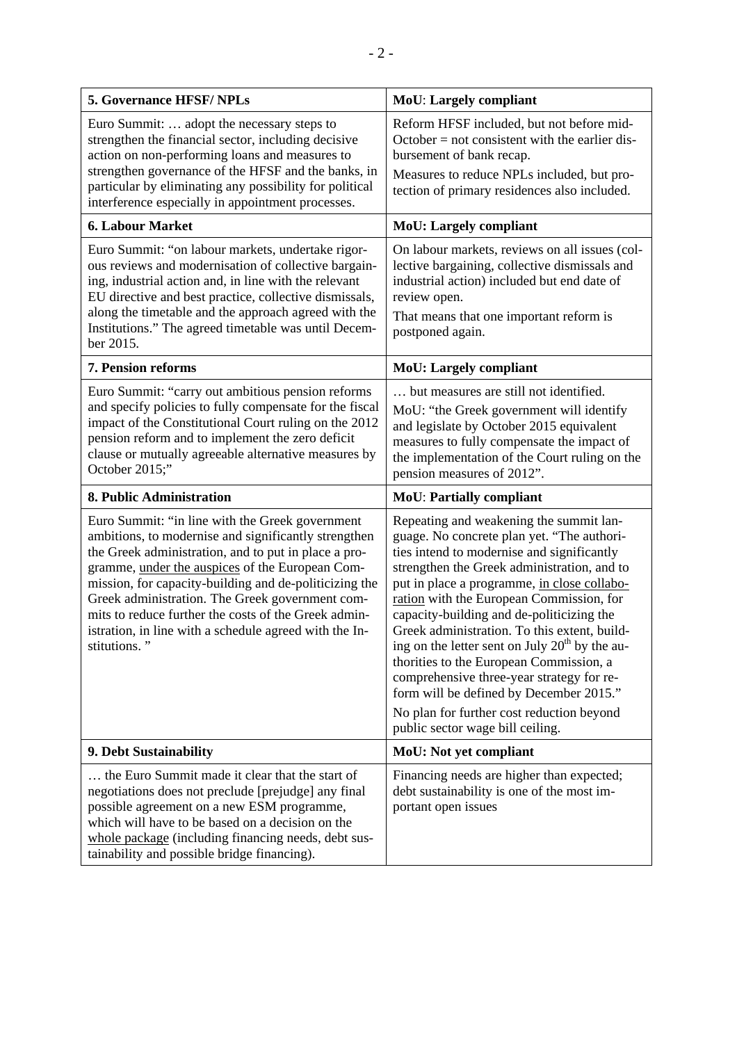| | |
|---|---|
| **5. Governance HFSF/ NPLs** | **MoU**: **Largely compliant** |
| Euro Summit: … adopt the necessary steps to strengthen the financial sector, including decisive action on non-performing loans and measures to strengthen governance of the HFSF and the banks, in particular by eliminating any possibility for political interference especially in appointment processes. | Reform HFSF included, but not before mid-October = not consistent with the earlier disbursement of bank recap.<br>Measures to reduce NPLs included, but protection of primary residences also included. |
| **6. Labour Market** | **MoU: Largely compliant** |
| Euro Summit: "on labour markets, undertake rigorous reviews and modernisation of collective bargaining, industrial action and, in line with the relevant EU directive and best practice, collective dismissals, along the timetable and the approach agreed with the Institutions." The agreed timetable was until December 2015. | On labour markets, reviews on all issues (collective bargaining, collective dismissals and industrial action) included but end date of review open.<br>That means that one important reform is postponed again. |
| **7. Pension reforms** | **MoU: Largely compliant** |
| Euro Summit: "carry out ambitious pension reforms and specify policies to fully compensate for the fiscal impact of the Constitutional Court ruling on the 2012 pension reform and to implement the zero deficit clause or mutually agreeable alternative measures by October 2015;" | … but measures are still not identified.<br>MoU: "the Greek government will identify and legislate by October 2015 equivalent measures to fully compensate the impact of the implementation of the Court ruling on the pension measures of 2012". |
| **8. Public Administration** | **MoU**: **Partially compliant** |
| Euro Summit: "in line with the Greek government ambitions, to modernise and significantly strengthen the Greek administration, and to put in place a programme, <u>under the auspices</u> of the European Commission, for capacity-building and de-politicizing the Greek administration. The Greek government commits to reduce further the costs of the Greek administration, in line with a schedule agreed with the Institutions. " | Repeating and weakening the summit language. No concrete plan yet. "The authorities intend to modernise and significantly strengthen the Greek administration, and to put in place a programme, <u>in close collaboration</u> with the European Commission, for capacity-building and de-politicizing the Greek administration. To this extent, building on the letter sent on July 20th by the authorities to the European Commission, a comprehensive three-year strategy for reform will be defined by December 2015."<br>No plan for further cost reduction beyond public sector wage bill ceiling. |
| **9. Debt Sustainability** | **MoU: Not yet compliant** |
| … the Euro Summit made it clear that the start of negotiations does not preclude [prejudge] any final possible agreement on a new ESM programme, which will have to be based on a decision on the <u>whole package</u> (including financing needs, debt sustainability and possible bridge financing). | Financing needs are higher than expected; debt sustainability is one of the most important open issues |